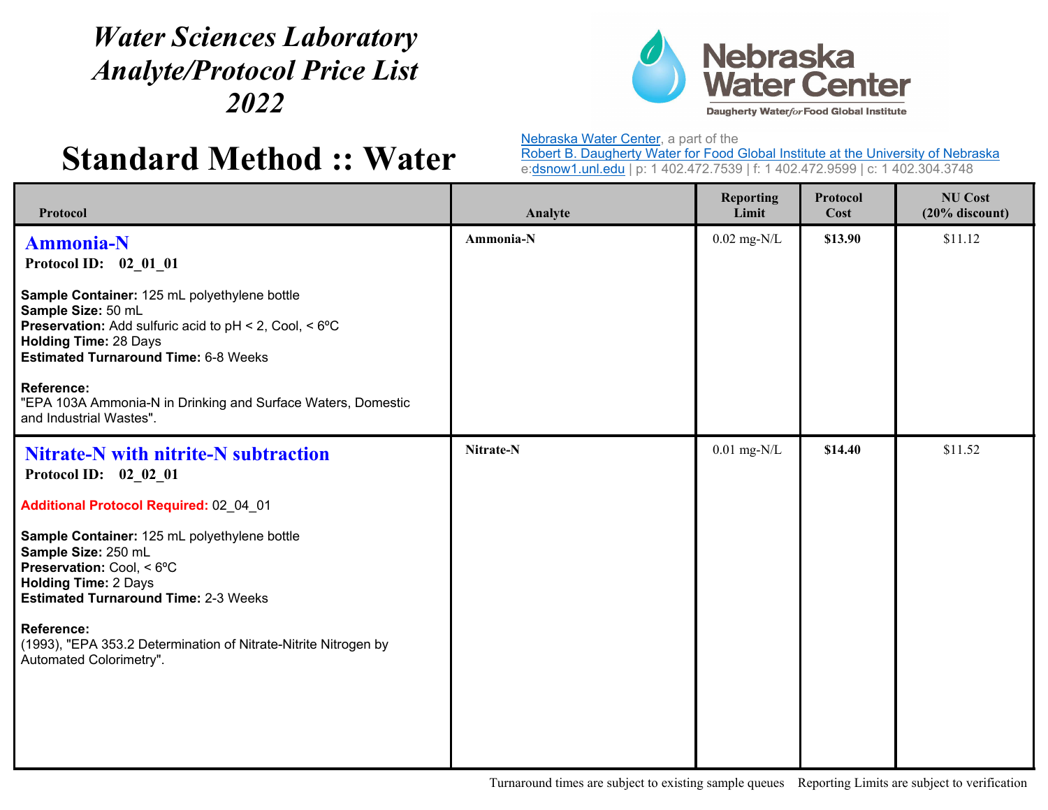# *Water Sciences Laboratory Analyte/Protocol Price List 2022*

Nebraska Water Center
Daugherty Water*for*Food Global Institute

# Standard Method :: Water

Nebraska Water Center, a part of the
Robert B. Daugherty Water for Food Global Institute at the University of Nebraska
e:dsnow1.unl.edu | p: 1 402.472.7539 | f: 1 402.472.9599 | c: 1 402.304.3748

| Protocol | Analyte | Reporting Limit | Protocol Cost | NU Cost (20% discount) |
|---|---|---|---|---|
| **Ammonia-N**<br>**Protocol ID: 02_01_01**<br><br>**Sample Container:** 125 mL polyethylene bottle<br>**Sample Size:** 50 mL<br>**Preservation:** Add sulfuric acid to pH < 2, Cool, < 6ºC<br>**Holding Time:** 28 Days<br>**Estimated Turnaround Time:** 6-8 Weeks<br><br>**Reference:**<br>"EPA 103A Ammonia-N in Drinking and Surface Waters, Domestic and Industrial Wastes". | **Ammonia-N** | 0.02 mg-N/L | **$13.90** | $11.12 |
| **Nitrate-N with nitrite-N subtraction**<br>**Protocol ID: 02_02_01**<br><br>**Additional Protocol Required:** 02_04_01<br><br>**Sample Container:** 125 mL polyethylene bottle<br>**Sample Size:** 250 mL<br>**Preservation:** Cool, < 6ºC<br>**Holding Time:** 2 Days<br>**Estimated Turnaround Time:** 2-3 Weeks<br><br>**Reference:**<br>(1993), "EPA 353.2 Determination of Nitrate-Nitrite Nitrogen by Automated Colorimetry". | **Nitrate-N** | 0.01 mg-N/L | **$14.40** | $11.52 |

Turnaround times are subject to existing sample queues Reporting Limits are subject to verification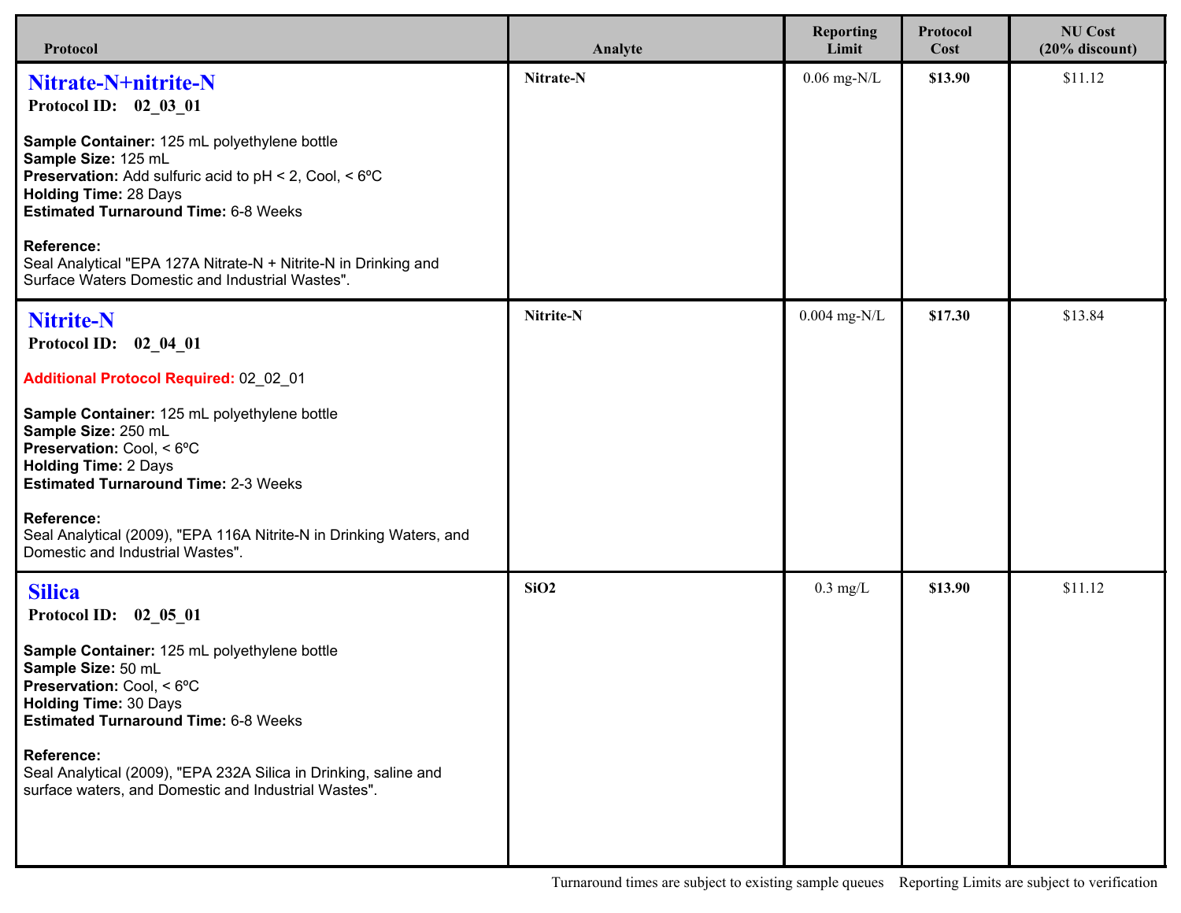| Protocol | Analyte | Reporting Limit | Protocol Cost | NU Cost (20% discount) |
| --- | --- | --- | --- | --- |
| **Nitrate-N+nitrite-N**<br>**Protocol ID: 02_03_01**<br><br>**Sample Container:** 125 mL polyethylene bottle<br>**Sample Size:** 125 mL<br>**Preservation:** Add sulfuric acid to pH < 2, Cool, < 6ºC<br>**Holding Time:** 28 Days<br>**Estimated Turnaround Time:** 6-8 Weeks<br><br>**Reference:**<br>Seal Analytical "EPA 127A Nitrate-N + Nitrite-N in Drinking and Surface Waters Domestic and Industrial Wastes". | **Nitrate-N** | 0.06 mg-N/L | **$13.90** | $11.12 |
| **Nitrite-N**<br>**Protocol ID: 02_04_01**<br><br>**Additional Protocol Required:** 02_02_01<br><br>**Sample Container:** 125 mL polyethylene bottle<br>**Sample Size:** 250 mL<br>**Preservation:** Cool, < 6ºC<br>**Holding Time:** 2 Days<br>**Estimated Turnaround Time:** 2-3 Weeks<br><br>**Reference:**<br>Seal Analytical (2009), "EPA 116A Nitrite-N in Drinking Waters, and Domestic and Industrial Wastes". | **Nitrite-N** | 0.004 mg-N/L | **$17.30** | $13.84 |
| **Silica**<br>**Protocol ID: 02_05_01**<br><br>**Sample Container:** 125 mL polyethylene bottle<br>**Sample Size:** 50 mL<br>**Preservation:** Cool, < 6ºC<br>**Holding Time:** 30 Days<br>**Estimated Turnaround Time:** 6-8 Weeks<br><br>**Reference:**<br>Seal Analytical (2009), "EPA 232A Silica in Drinking, saline and surface waters, and Domestic and Industrial Wastes". | **$SiO_2$** | 0.3 mg/L | **$13.90** | $11.12 |

Turnaround times are subject to existing sample queues    Reporting Limits are subject to verification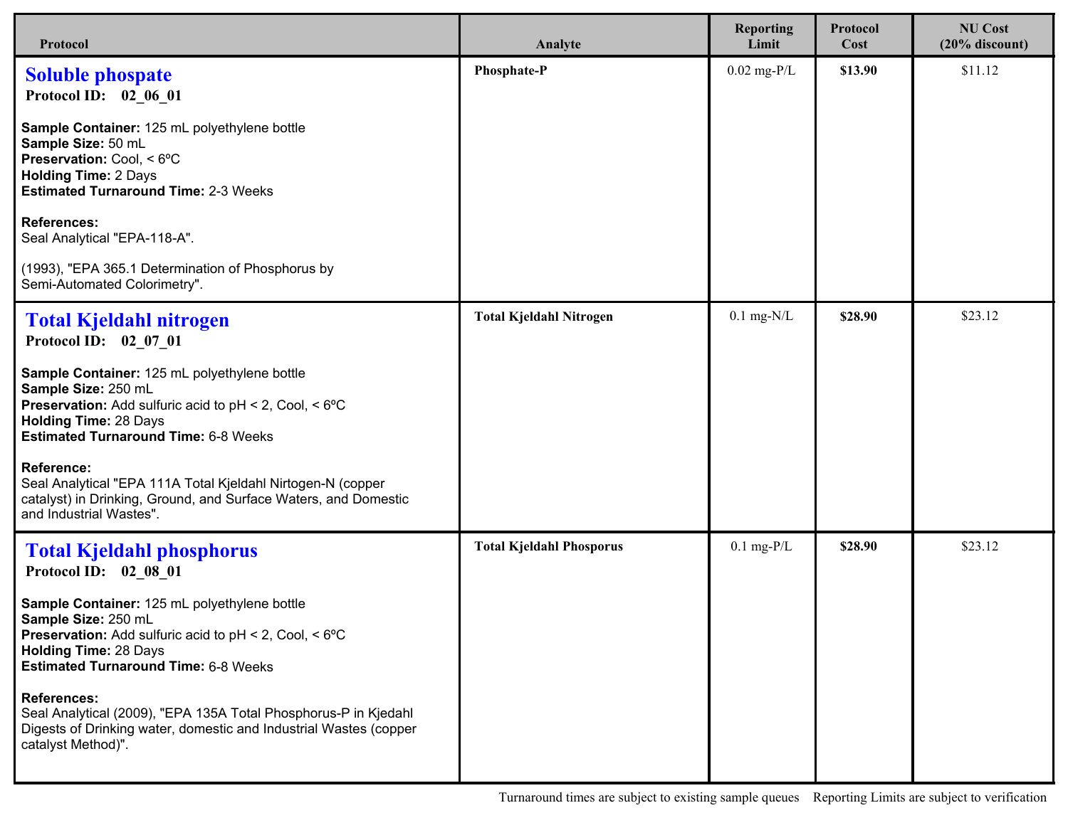| Protocol | Analyte | Reporting Limit | Protocol Cost | NU Cost (20% discount) |
|---|---|---|---|---|
| **Soluble phospate**<br>**Protocol ID: 02_06_01**<br><br>**Sample Container:** 125 mL polyethylene bottle<br>**Sample Size:** 50 mL<br>**Preservation:** Cool, < 6ºC<br>**Holding Time:** 2 Days<br>**Estimated Turnaround Time:** 2-3 Weeks<br><br>**References:**<br>Seal Analytical "EPA-118-A".<br><br>(1993), "EPA 365.1 Determination of Phosphorus by Semi-Automated Colorimetry". | **Phosphate-P** | 0.02 mg-P/L | **$13.90** | $11.12 |
| **Total Kjeldahl nitrogen**<br>**Protocol ID: 02_07_01**<br><br>**Sample Container:** 125 mL polyethylene bottle<br>**Sample Size:** 250 mL<br>**Preservation:** Add sulfuric acid to pH < 2, Cool, < 6ºC<br>**Holding Time:** 28 Days<br>**Estimated Turnaround Time:** 6-8 Weeks<br><br>**Reference:**<br>Seal Analytical "EPA 111A Total Kjeldahl Nirtogen-N (copper catalyst) in Drinking, Ground, and Surface Waters, and Domestic and Industrial Wastes". | **Total Kjeldahl Nitrogen** | 0.1 mg-N/L | **$28.90** | $23.12 |
| **Total Kjeldahl phosphorus**<br>**Protocol ID: 02_08_01**<br><br>**Sample Container:** 125 mL polyethylene bottle<br>**Sample Size:** 250 mL<br>**Preservation:** Add sulfuric acid to pH < 2, Cool, < 6ºC<br>**Holding Time:** 28 Days<br>**Estimated Turnaround Time:** 6-8 Weeks<br><br>**References:**<br>Seal Analytical (2009), "EPA 135A Total Phosphorus-P in Kjedahl Digests of Drinking water, domestic and Industrial Wastes (copper catalyst Method)". | **Total Kjeldahl Phosporus** | 0.1 mg-P/L | **$28.90** | $23.12 |

Turnaround times are subject to existing sample queues    Reporting Limits are subject to verification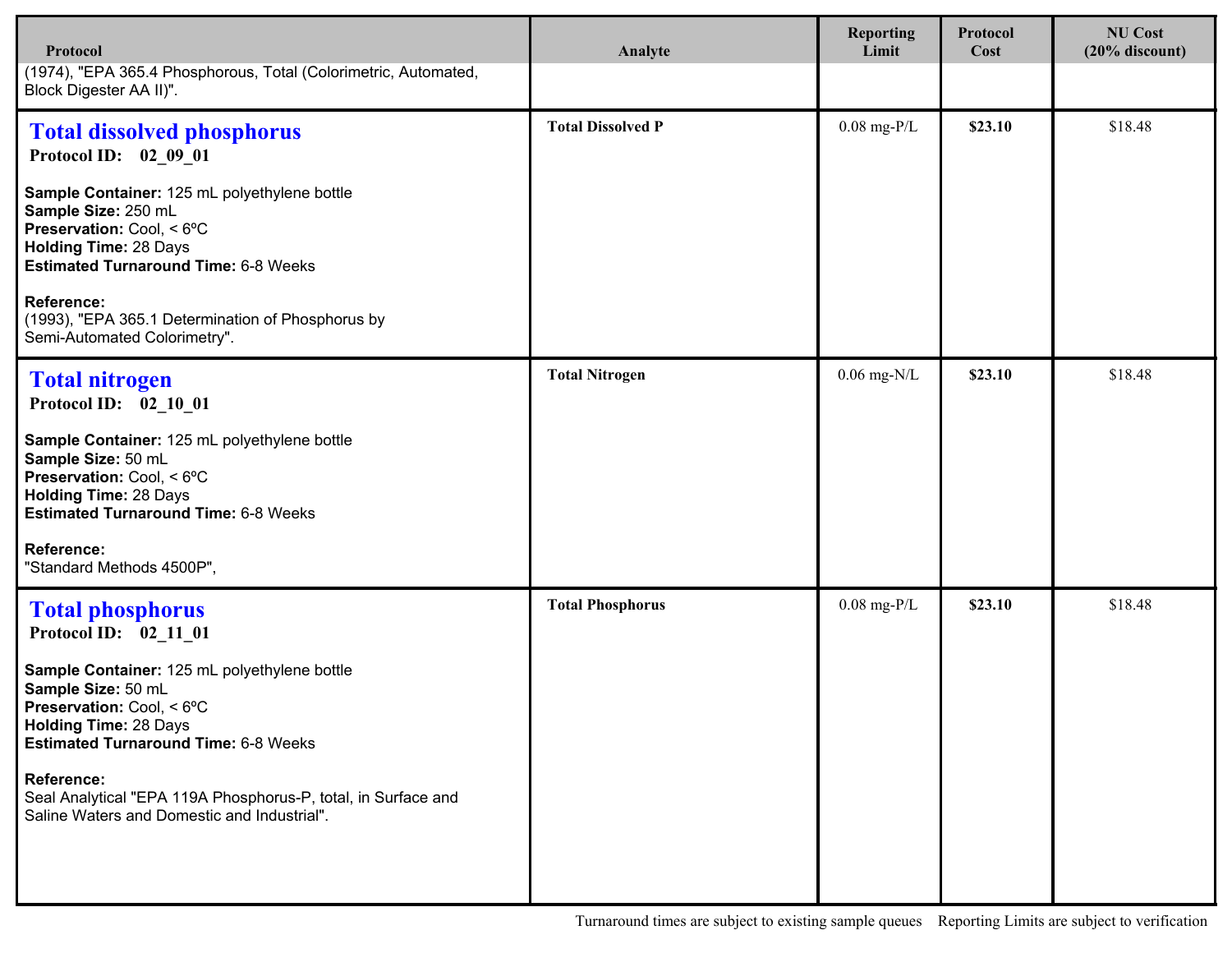| Protocol | Analyte | Reporting Limit | Protocol Cost | NU Cost (20% discount) |
|---|---|---|---|---|
| (1974), "EPA 365.4 Phosphorous, Total (Colorimetric, Automated, Block Digester AA II)". | | | | |
| **Total dissolved phosphorus**<br>**Protocol ID: 02_09_01**<br><br>**Sample Container:** 125 mL polyethylene bottle<br>**Sample Size:** 250 mL<br>**Preservation:** Cool, < 6ºC<br>**Holding Time:** 28 Days<br>**Estimated Turnaround Time:** 6-8 Weeks<br><br>**Reference:**<br>(1993), "EPA 365.1 Determination of Phosphorus by Semi-Automated Colorimetry". | **Total Dissolved P** | 0.08 mg-P/L | **$23.10** | $18.48 |
| **Total nitrogen**<br>**Protocol ID: 02_10_01**<br><br>**Sample Container:** 125 mL polyethylene bottle<br>**Sample Size:** 50 mL<br>**Preservation:** Cool, < 6ºC<br>**Holding Time:** 28 Days<br>**Estimated Turnaround Time:** 6-8 Weeks<br><br>**Reference:**<br>"Standard Methods 4500P", | **Total Nitrogen** | 0.06 mg-N/L | **$23.10** | $18.48 |
| **Total phosphorus**<br>**Protocol ID: 02_11_01**<br><br>**Sample Container:** 125 mL polyethylene bottle<br>**Sample Size:** 50 mL<br>**Preservation:** Cool, < 6ºC<br>**Holding Time:** 28 Days<br>**Estimated Turnaround Time:** 6-8 Weeks<br><br>**Reference:**<br>Seal Analytical "EPA 119A Phosphorus-P, total, in Surface and Saline Waters and Domestic and Industrial". | **Total Phosphorus** | 0.08 mg-P/L | **$23.10** | $18.48 |

Turnaround times are subject to existing sample queues    Reporting Limits are subject to verification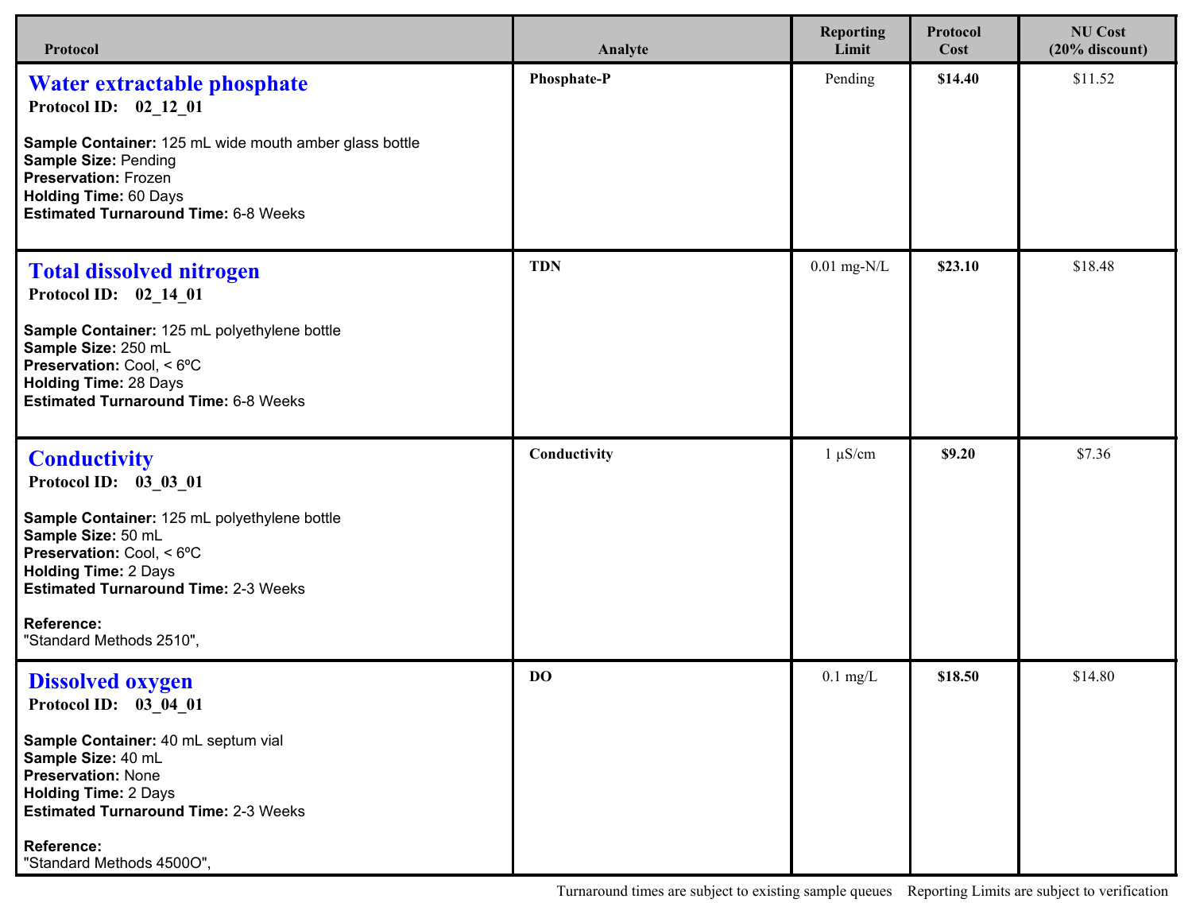| Protocol | Analyte | Reporting Limit | Protocol Cost | NU Cost (20% discount) |
|---|---|---|---|---|
| **Water extractable phosphate**<br>**Protocol ID: 02_12_01**<br><br>**Sample Container:** 125 mL wide mouth amber glass bottle<br>**Sample Size:** Pending<br>**Preservation:** Frozen<br>**Holding Time:** 60 Days<br>**Estimated Turnaround Time:** 6-8 Weeks | **Phosphate-P** | Pending | **$14.40** | $11.52 |
| **Total dissolved nitrogen**<br>**Protocol ID: 02_14_01**<br><br>**Sample Container:** 125 mL polyethylene bottle<br>**Sample Size:** 250 mL<br>**Preservation:** Cool, < 6ºC<br>**Holding Time:** 28 Days<br>**Estimated Turnaround Time:** 6-8 Weeks | **TDN** | 0.01 mg-N/L | **$23.10** | $18.48 |
| **Conductivity**<br>**Protocol ID: 03_03_01**<br><br>**Sample Container:** 125 mL polyethylene bottle<br>**Sample Size:** 50 mL<br>**Preservation:** Cool, < 6ºC<br>**Holding Time:** 2 Days<br>**Estimated Turnaround Time:** 2-3 Weeks<br><br>**Reference:**<br>"Standard Methods 2510", | **Conductivity** | 1 µS/cm | **$9.20** | $7.36 |
| **Dissolved oxygen**<br>**Protocol ID: 03_04_01**<br><br>**Sample Container:** 40 mL septum vial<br>**Sample Size:** 40 mL<br>**Preservation:** None<br>**Holding Time:** 2 Days<br>**Estimated Turnaround Time:** 2-3 Weeks<br><br>**Reference:**<br>"Standard Methods 4500O", | **DO** | 0.1 mg/L | **$18.50** | $14.80 |

Turnaround times are subject to existing sample queues    Reporting Limits are subject to verification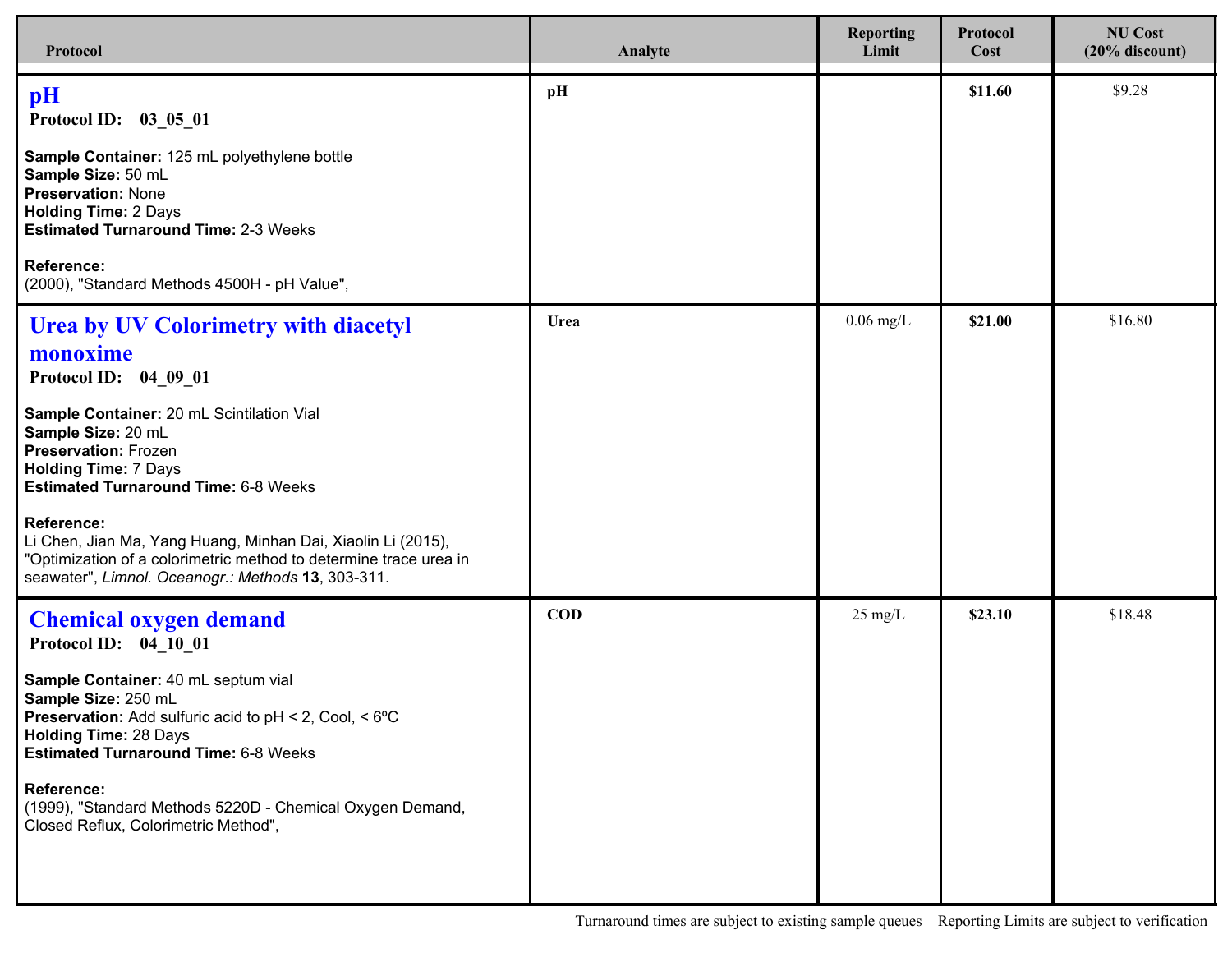| Protocol | Analyte | Reporting Limit | Protocol Cost | NU Cost (20% discount) |
|---|---|---|---|---|
| **pH**<br>**Protocol ID: 03_05_01**<br><br>**Sample Container:** 125 mL polyethylene bottle<br>**Sample Size:** 50 mL<br>**Preservation:** None<br>**Holding Time:** 2 Days<br>**Estimated Turnaround Time:** 2-3 Weeks<br><br>**Reference:**<br>(2000), "Standard Methods 4500H - pH Value", | **pH** | | **$11.60** | $9.28 |
| **Urea by UV Colorimetry with diacetyl monoxime**<br>**Protocol ID: 04_09_01**<br><br>**Sample Container:** 20 mL Scintilation Vial<br>**Sample Size:** 20 mL<br>**Preservation:** Frozen<br>**Holding Time:** 7 Days<br>**Estimated Turnaround Time:** 6-8 Weeks<br><br>**Reference:**<br>Li Chen, Jian Ma, Yang Huang, Minhan Dai, Xiaolin Li (2015), "Optimization of a colorimetric method to determine trace urea in seawater", *Limnol. Oceanogr.: Methods* **13**, 303-311. | **Urea** | 0.06 mg/L | **$21.00** | $16.80 |
| **Chemical oxygen demand**<br>**Protocol ID: 04_10_01**<br><br>**Sample Container:** 40 mL septum vial<br>**Sample Size:** 250 mL<br>**Preservation:** Add sulfuric acid to pH < 2, Cool, < 6ºC<br>**Holding Time:** 28 Days<br>**Estimated Turnaround Time:** 6-8 Weeks<br><br>**Reference:**<br>(1999), "Standard Methods 5220D - Chemical Oxygen Demand, Closed Reflux, Colorimetric Method", | **COD** | 25 mg/L | **$23.10** | $18.48 |

Turnaround times are subject to existing sample queues    Reporting Limits are subject to verification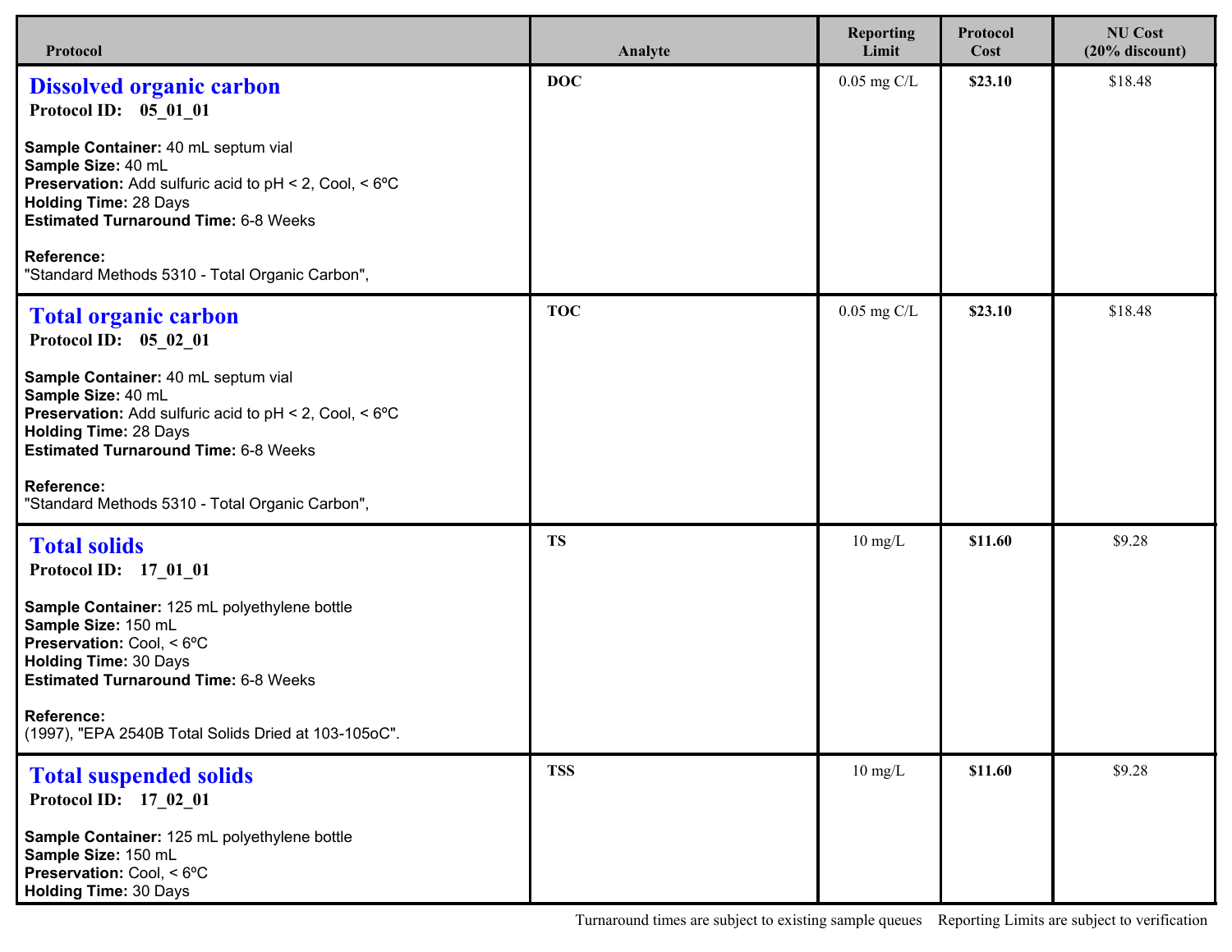| Protocol | Analyte | Reporting Limit | Protocol Cost | NU Cost (20% discount) |
|---|---|---|---|---|
| **Dissolved organic carbon**<br>**Protocol ID: 05_01_01**<br><br>**Sample Container:** 40 mL septum vial<br>**Sample Size:** 40 mL<br>**Preservation:** Add sulfuric acid to pH < 2, Cool, < 6ºC<br>**Holding Time:** 28 Days<br>**Estimated Turnaround Time:** 6-8 Weeks<br><br>**Reference:**<br>"Standard Methods 5310 - Total Organic Carbon", | **DOC** | 0.05 mg C/L | **$23.10** | $18.48 |
| **Total organic carbon**<br>**Protocol ID: 05_02_01**<br><br>**Sample Container:** 40 mL septum vial<br>**Sample Size:** 40 mL<br>**Preservation:** Add sulfuric acid to pH < 2, Cool, < 6ºC<br>**Holding Time:** 28 Days<br>**Estimated Turnaround Time:** 6-8 Weeks<br><br>**Reference:**<br>"Standard Methods 5310 - Total Organic Carbon", | **TOC** | 0.05 mg C/L | **$23.10** | $18.48 |
| **Total solids**<br>**Protocol ID: 17_01_01**<br><br>**Sample Container:** 125 mL polyethylene bottle<br>**Sample Size:** 150 mL<br>**Preservation:** Cool, < 6ºC<br>**Holding Time:** 30 Days<br>**Estimated Turnaround Time:** 6-8 Weeks<br><br>**Reference:**<br>(1997), "EPA 2540B Total Solids Dried at 103-105oC". | **TS** | 10 mg/L | **$11.60** | $9.28 |
| **Total suspended solids**<br>**Protocol ID: 17_02_01**<br><br>**Sample Container:** 125 mL polyethylene bottle<br>**Sample Size:** 150 mL<br>**Preservation:** Cool, < 6ºC<br>**Holding Time:** 30 Days | **TSS** | 10 mg/L | **$11.60** | $9.28 |

Turnaround times are subject to existing sample queues    Reporting Limits are subject to verification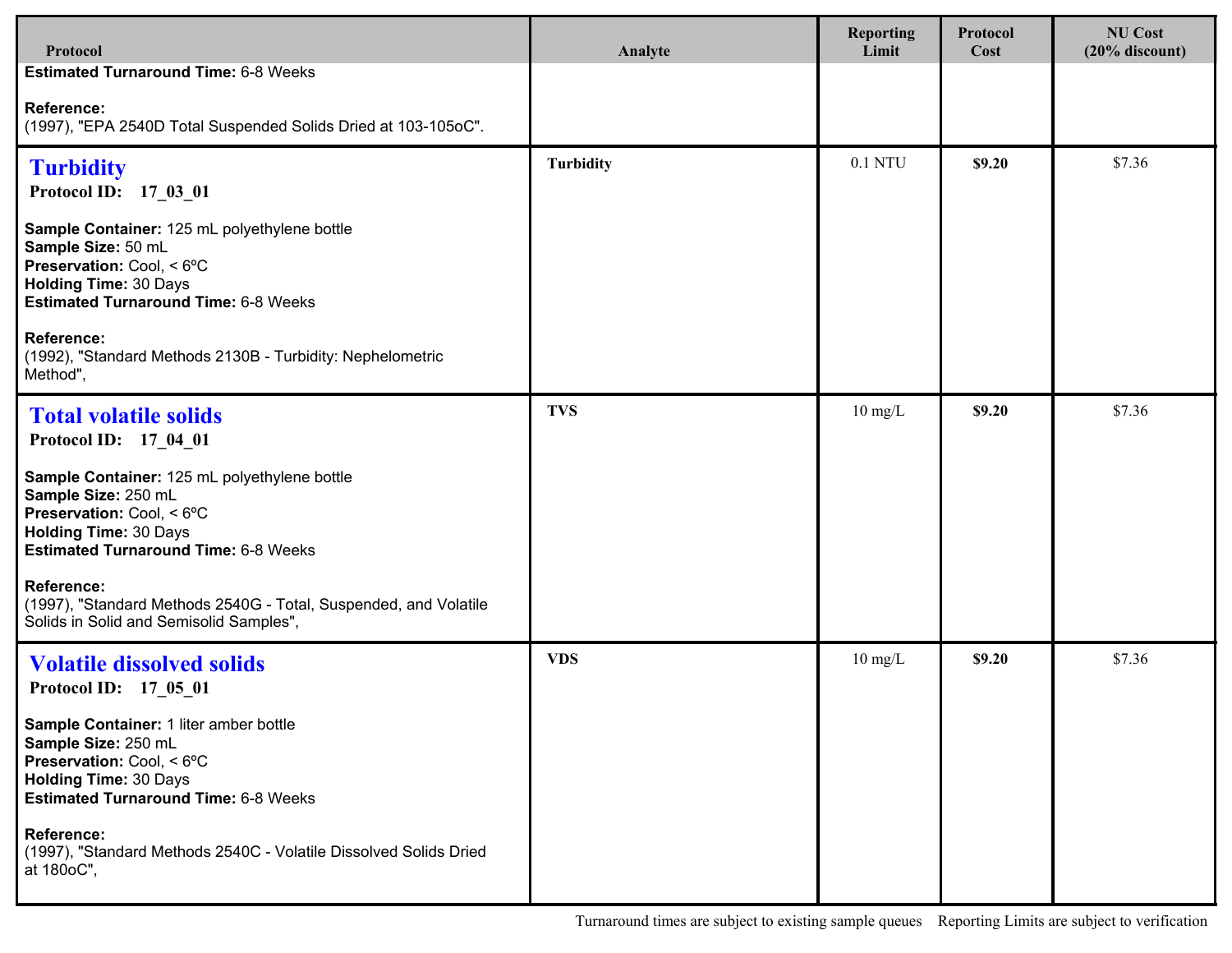| Protocol | Analyte | Reporting Limit | Protocol Cost | NU Cost (20% discount) |
|---|---|---|---|---|
| **Estimated Turnaround Time:** 6-8 Weeks<br><br>**Reference:**<br>(1997), "EPA 2540D Total Suspended Solids Dried at 103-105oC". | | | | |
| **Turbidity**<br>**Protocol ID: 17_03_01**<br><br>**Sample Container:** 125 mL polyethylene bottle<br>**Sample Size:** 50 mL<br>**Preservation:** Cool, < 6ºC<br>**Holding Time:** 30 Days<br>**Estimated Turnaround Time:** 6-8 Weeks<br><br>**Reference:**<br>(1992), "Standard Methods 2130B - Turbidity: Nephelometric Method", | **Turbidity** | 0.1 NTU | **$9.20** | $7.36 |
| **Total volatile solids**<br>**Protocol ID: 17_04_01**<br><br>**Sample Container:** 125 mL polyethylene bottle<br>**Sample Size:** 250 mL<br>**Preservation:** Cool, < 6ºC<br>**Holding Time:** 30 Days<br>**Estimated Turnaround Time:** 6-8 Weeks<br><br>**Reference:**<br>(1997), "Standard Methods 2540G - Total, Suspended, and Volatile Solids in Solid and Semisolid Samples", | **TVS** | 10 mg/L | **$9.20** | $7.36 |
| **Volatile dissolved solids**<br>**Protocol ID: 17_05_01**<br><br>**Sample Container:** 1 liter amber bottle<br>**Sample Size:** 250 mL<br>**Preservation:** Cool, < 6ºC<br>**Holding Time:** 30 Days<br>**Estimated Turnaround Time:** 6-8 Weeks<br><br>**Reference:**<br>(1997), "Standard Methods 2540C - Volatile Dissolved Solids Dried at 180oC", | **VDS** | 10 mg/L | **$9.20** | $7.36 |

Turnaround times are subject to existing sample queues    Reporting Limits are subject to verification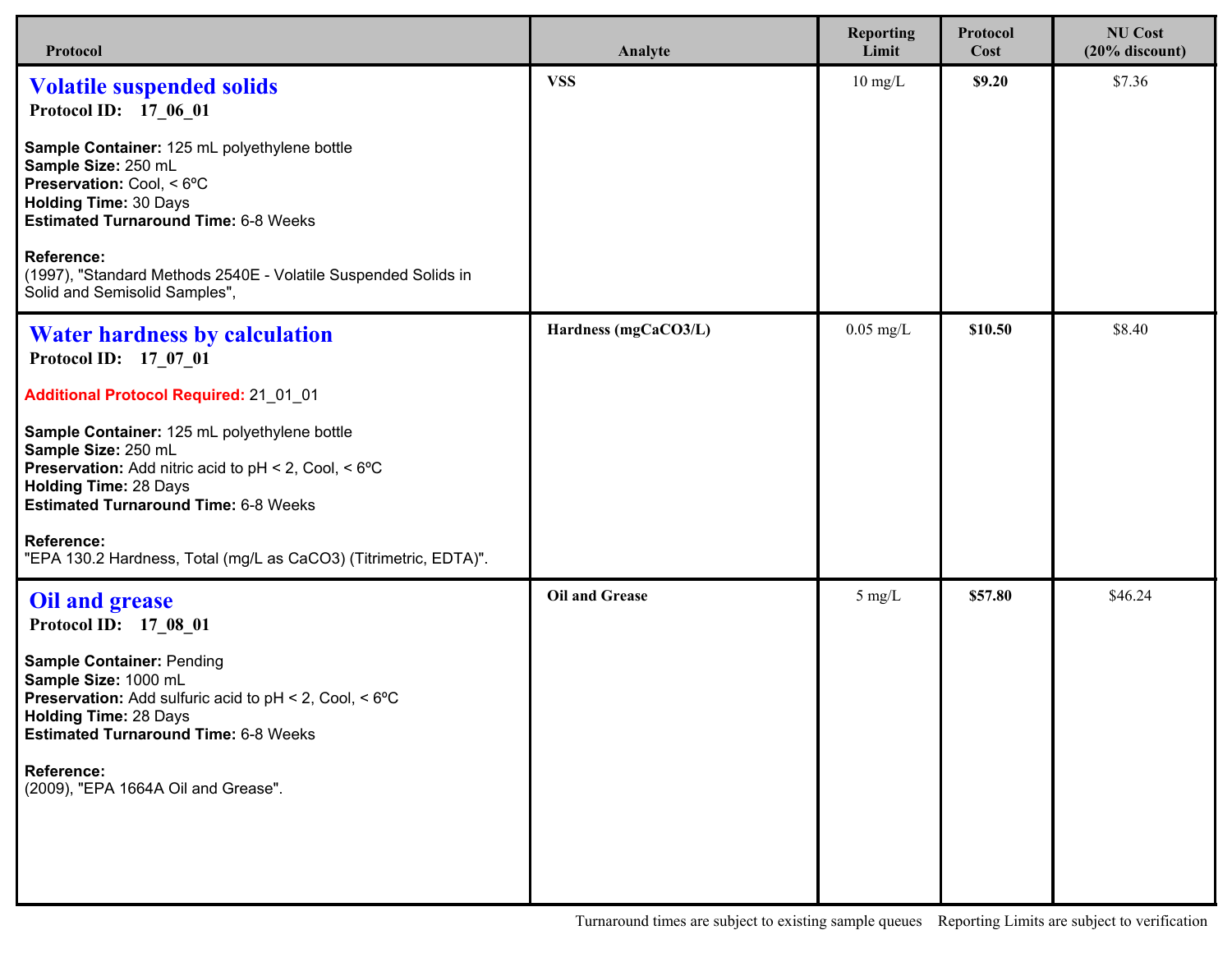| Protocol | Analyte | Reporting Limit | Protocol Cost | NU Cost (20% discount) |
|---|---|---|---|---|
| **Volatile suspended solids**<br>**Protocol ID: 17_06_01**<br><br>**Sample Container:** 125 mL polyethylene bottle<br>**Sample Size:** 250 mL<br>**Preservation:** Cool, < 6ºC<br>**Holding Time:** 30 Days<br>**Estimated Turnaround Time:** 6-8 Weeks<br><br>**Reference:**<br>(1997), "Standard Methods 2540E - Volatile Suspended Solids in Solid and Semisolid Samples", | **VSS** | 10 mg/L | **$9.20** | $7.36 |
| **Water hardness by calculation**<br>**Protocol ID: 17_07_01**<br><br>**Additional Protocol Required:** 21_01_01<br><br>**Sample Container:** 125 mL polyethylene bottle<br>**Sample Size:** 250 mL<br>**Preservation:** Add nitric acid to pH < 2, Cool, < 6ºC<br>**Holding Time:** 28 Days<br>**Estimated Turnaround Time:** 6-8 Weeks<br><br>**Reference:**<br>"EPA 130.2 Hardness, Total (mg/L as CaCO3) (Titrimetric, EDTA)". | **Hardness (mgCaCO3/L)** | 0.05 mg/L | **$10.50** | $8.40 |
| **Oil and grease**<br>**Protocol ID: 17_08_01**<br><br>**Sample Container:** Pending<br>**Sample Size:** 1000 mL<br>**Preservation:** Add sulfuric acid to pH < 2, Cool, < 6ºC<br>**Holding Time:** 28 Days<br>**Estimated Turnaround Time:** 6-8 Weeks<br><br>**Reference:**<br>(2009), "EPA 1664A Oil and Grease". | **Oil and Grease** | 5 mg/L | **$57.80** | $46.24 |

Turnaround times are subject to existing sample queues    Reporting Limits are subject to verification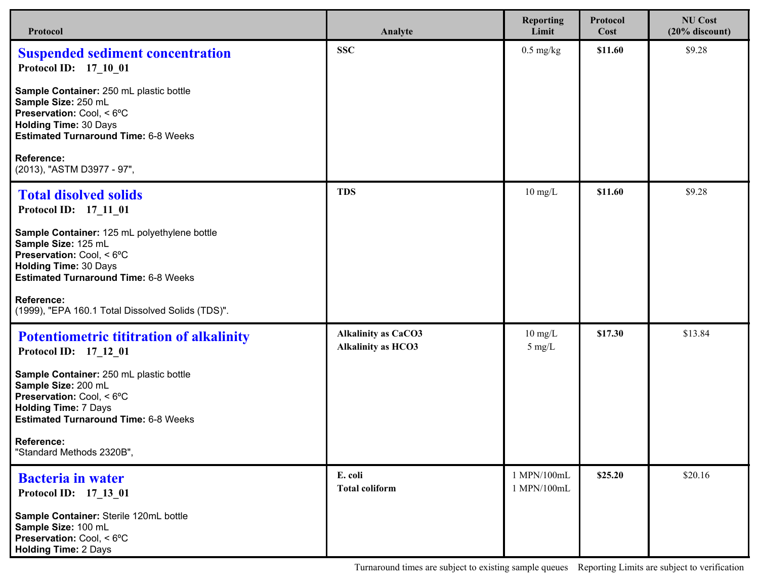| Protocol | Analyte | Reporting Limit | Protocol Cost | NU Cost (20% discount) |
|---|---|---|---|---|
| **Suspended sediment concentration**<br>**Protocol ID: 17_10_01**<br><br>**Sample Container:** 250 mL plastic bottle<br>**Sample Size:** 250 mL<br>**Preservation:** Cool, < 6ºC<br>**Holding Time:** 30 Days<br>**Estimated Turnaround Time:** 6-8 Weeks<br><br>**Reference:**<br>(2013), "ASTM D3977 - 97", | **SSC** | 0.5 mg/kg | **$11.60** | $9.28 |
| **Total disolved solids**<br>**Protocol ID: 17_11_01**<br><br>**Sample Container:** 125 mL polyethylene bottle<br>**Sample Size:** 125 mL<br>**Preservation:** Cool, < 6ºC<br>**Holding Time:** 30 Days<br>**Estimated Turnaround Time:** 6-8 Weeks<br><br>**Reference:**<br>(1999), "EPA 160.1 Total Dissolved Solids (TDS)". | **TDS** | 10 mg/L | **$11.60** | $9.28 |
| **Potentiometric tititration of alkalinity**<br>**Protocol ID: 17_12_01**<br><br>**Sample Container:** 250 mL plastic bottle<br>**Sample Size:** 200 mL<br>**Preservation:** Cool, < 6ºC<br>**Holding Time:** 7 Days<br>**Estimated Turnaround Time:** 6-8 Weeks<br><br>**Reference:**<br>"Standard Methods 2320B", | **Alkalinity as $CaCO_3$**<br>**Alkalinity as $HCO_3$** | 10 mg/L<br>5 mg/L | **$17.30** | $13.84 |
| **Bacteria in water**<br>**Protocol ID: 17_13_01**<br><br>**Sample Container:** Sterile 120mL bottle<br>**Sample Size:** 100 mL<br>**Preservation:** Cool, < 6ºC<br>**Holding Time:** 2 Days | **E. coli**<br>**Total coliform** | 1 MPN/100mL<br>1 MPN/100mL | **$25.20** | $20.16 |

Turnaround times are subject to existing sample queues    Reporting Limits are subject to verification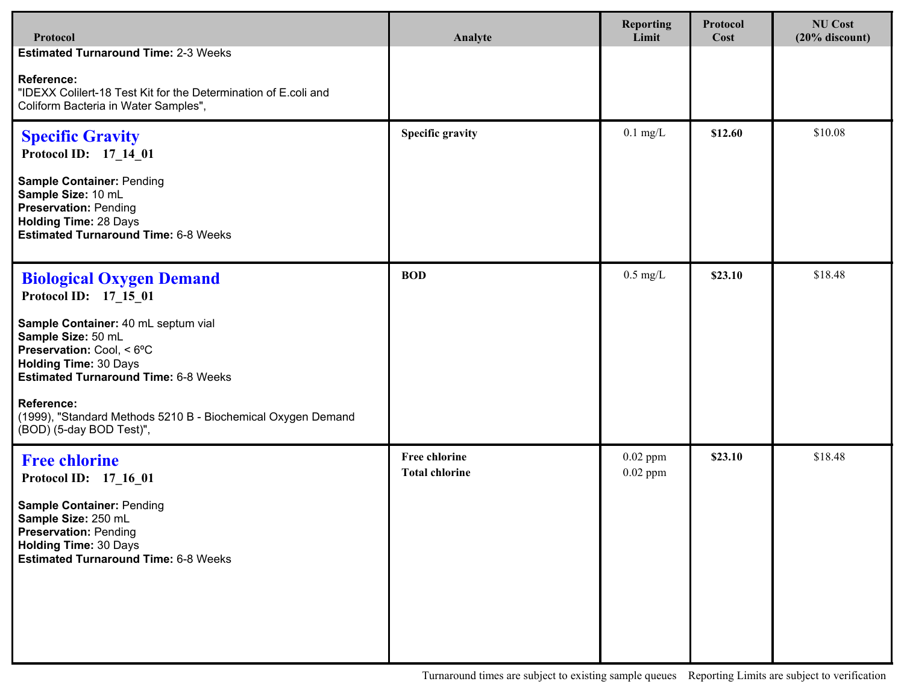| Protocol | Analyte | Reporting Limit | Protocol Cost | NU Cost (20% discount) |
|---|---|---|---|---|
| **Estimated Turnaround Time:** 2-3 Weeks<br><br>**Reference:**<br>"IDEXX Colilert-18 Test Kit for the Determination of E.coli and Coliform Bacteria in Water Samples", | | | | |
| **Specific Gravity**<br>**Protocol ID: 17_14_01**<br><br>**Sample Container:** Pending<br>**Sample Size:** 10 mL<br>**Preservation:** Pending<br>**Holding Time:** 28 Days<br>**Estimated Turnaround Time:** 6-8 Weeks | **Specific gravity** | 0.1 mg/L | **$12.60** | $10.08 |
| **Biological Oxygen Demand**<br>**Protocol ID: 17_15_01**<br><br>**Sample Container:** 40 mL septum vial<br>**Sample Size:** 50 mL<br>**Preservation:** Cool, < 6ºC<br>**Holding Time:** 30 Days<br>**Estimated Turnaround Time:** 6-8 Weeks<br><br>**Reference:**<br>(1999), "Standard Methods 5210 B - Biochemical Oxygen Demand (BOD) (5-day BOD Test)", | **BOD** | 0.5 mg/L | **$23.10** | $18.48 |
| **Free chlorine**<br>**Protocol ID: 17_16_01**<br><br>**Sample Container:** Pending<br>**Sample Size:** 250 mL<br>**Preservation:** Pending<br>**Holding Time:** 30 Days<br>**Estimated Turnaround Time:** 6-8 Weeks | **Free chlorine**<br>**Total chlorine** | 0.02 ppm<br>0.02 ppm | **$23.10** | $18.48 |

Turnaround times are subject to existing sample queues Reporting Limits are subject to verification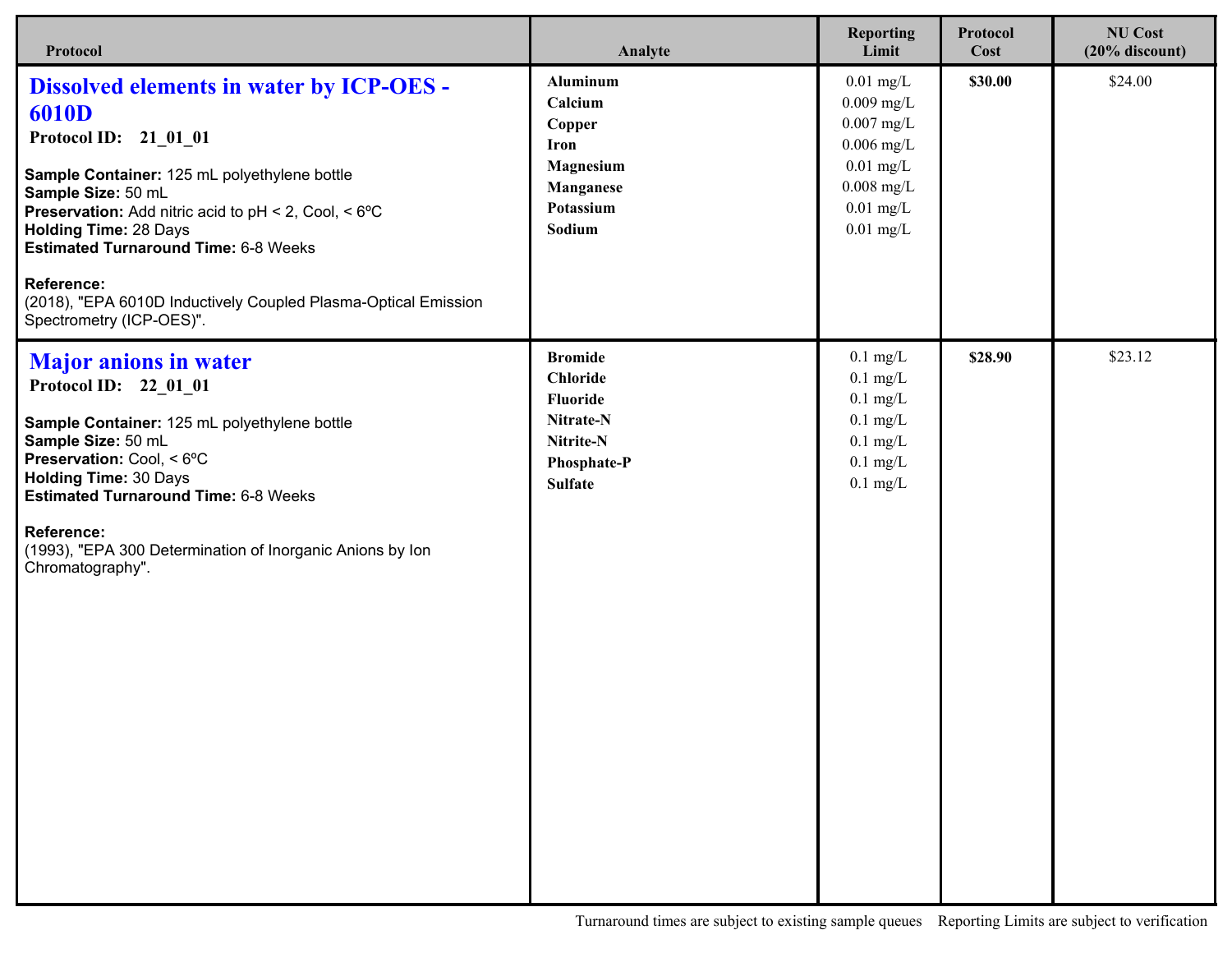| Protocol | Analyte | Reporting Limit | Protocol Cost | NU Cost (20% discount) |
|---|---|---|---|---|
| **Dissolved elements in water by ICP-OES - 6010D**<br>**Protocol ID: 21_01_01**<br><br>**Sample Container:** 125 mL polyethylene bottle<br>**Sample Size:** 50 mL<br>**Preservation:** Add nitric acid to pH < 2, Cool, < 6ºC<br>**Holding Time:** 28 Days<br>**Estimated Turnaround Time:** 6-8 Weeks<br><br>**Reference:**<br>(2018), "EPA 6010D Inductively Coupled Plasma-Optical Emission Spectrometry (ICP-OES)". | **Aluminum**<br>**Calcium**<br>**Copper**<br>**Iron**<br>**Magnesium**<br>**Manganese**<br>**Potassium**<br>**Sodium** | 0.01 mg/L<br>0.009 mg/L<br>0.007 mg/L<br>0.006 mg/L<br>0.01 mg/L<br>0.008 mg/L<br>0.01 mg/L<br>0.01 mg/L | **$30.00** | $24.00 |
| **Major anions in water**<br>**Protocol ID: 22_01_01**<br><br>**Sample Container:** 125 mL polyethylene bottle<br>**Sample Size:** 50 mL<br>**Preservation:** Cool, < 6ºC<br>**Holding Time:** 30 Days<br>**Estimated Turnaround Time:** 6-8 Weeks<br><br>**Reference:**<br>(1993), "EPA 300 Determination of Inorganic Anions by Ion Chromatography". | **Bromide**<br>**Chloride**<br>**Fluoride**<br>**Nitrate-N**<br>**Nitrite-N**<br>**Phosphate-P**<br>**Sulfate** | 0.1 mg/L<br>0.1 mg/L<br>0.1 mg/L<br>0.1 mg/L<br>0.1 mg/L<br>0.1 mg/L<br>0.1 mg/L | **$28.90** | $23.12 |

Turnaround times are subject to existing sample queues    Reporting Limits are subject to verification